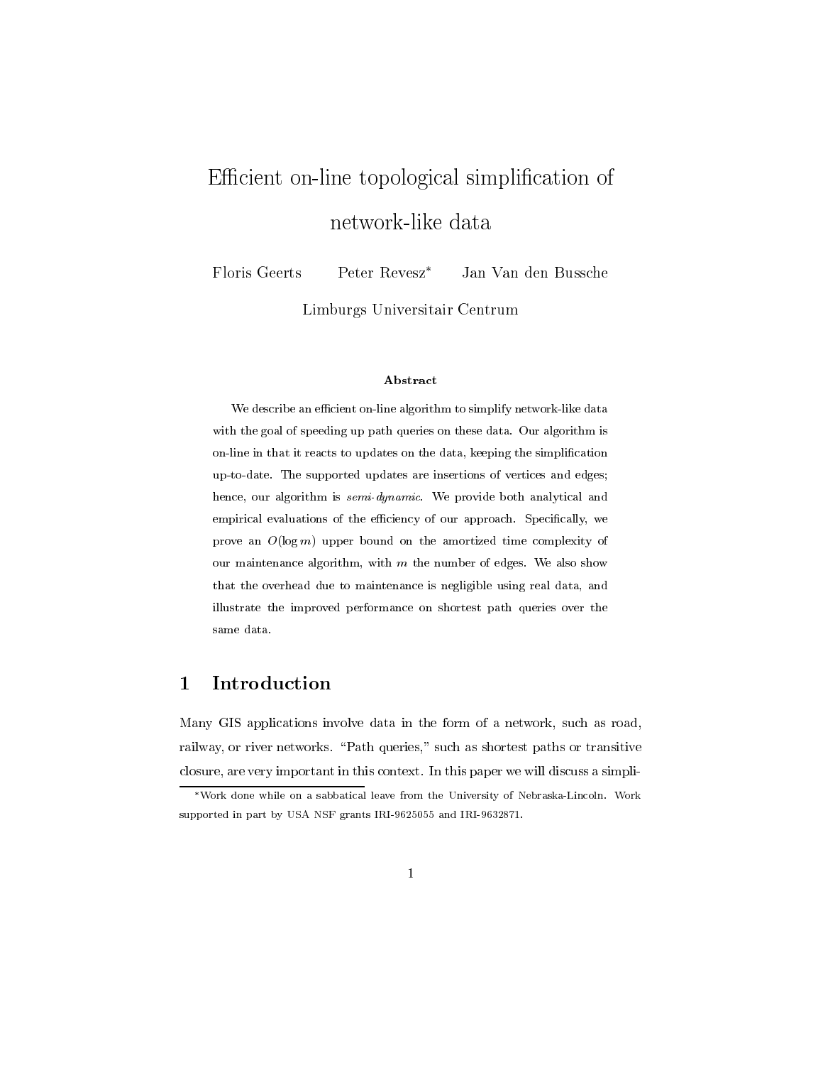# Efficient on-line topological simplification of network-like data

Floris Geerts  Peter Revesz*  Jan Van den Bussche

Limburgs Universitair Centrum

### Abstract

We describe an efficient on-line algorithm to simplify network-like data with the goal of speeding up path queries on these data. Our algorithm is on-line in that it reacts to updates on the data, keeping the simplification up-to-date. The supported updates are insertions of vertices and edges; hence, our algorithm is *semi-dynamic*. We provide both analytical and empirical evaluations of the efficiency of our approach. Specifically, we prove an $O(\log m)$ upper bound on the amortized time complexity of our maintenance algorithm, with $m$ the number of edges. We also show that the overhead due to maintenance is negligible using real data, and illustrate the improved performance on shortest path queries over the same data.

## 1 Introduction

Many GIS applications involve data in the form of a network, such as road, railway, or river networks. "Path queries," such as shortest paths or transitive closure, are very important in this context. In this paper we will discuss a simpli-

*Work done while on a sabbatical leave from the University of Nebraska-Lincoln. Work supported in part by USA NSF grants IRI-9625055 and IRI-9632871.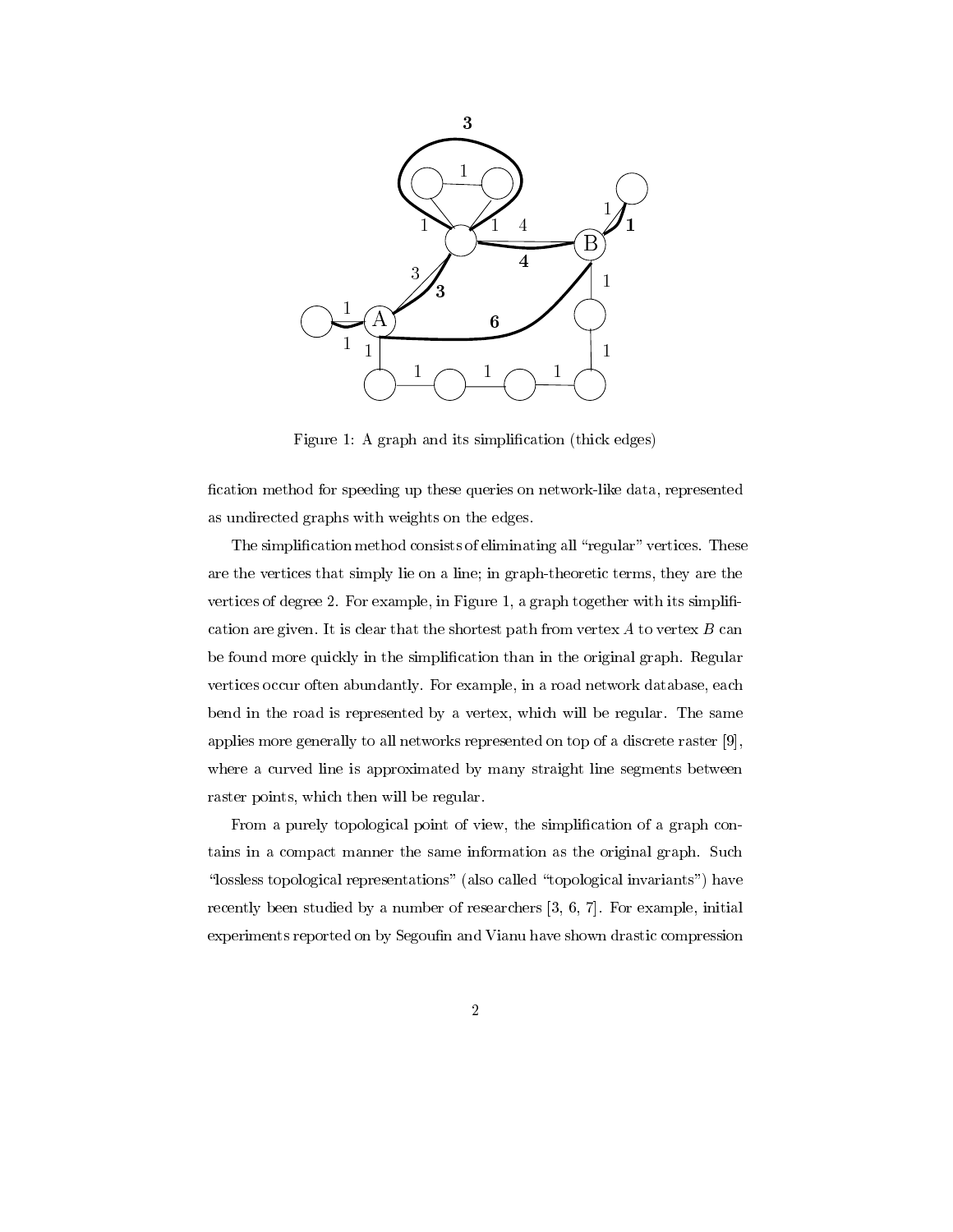Figure 1: A graph and its simplification (thick edges)

fication method for speeding up these queries on network-like data, represented as undirected graphs with weights on the edges.

The simplification method consists of eliminating all "regular" vertices. These are the vertices that simply lie on a line; in graph-theoretic terms, they are the vertices of degree 2. For example, in Figure 1, a graph together with its simplification are given. It is clear that the shortest path from vertex $A$ to vertex $B$ can be found more quickly in the simplification than in the original graph. Regular vertices occur often abundantly. For example, in a road network database, each bend in the road is represented by a vertex, which will be regular. The same applies more generally to all networks represented on top of a discrete raster [9], where a curved line is approximated by many straight line segments between raster points, which then will be regular.

From a purely topological point of view, the simplification of a graph contains in a compact manner the same information as the original graph. Such "lossless topological representations" (also called "topological invariants") have recently been studied by a number of researchers [3, 6, 7]. For example, initial experiments reported on by Segoufin and Vianu have shown drastic compression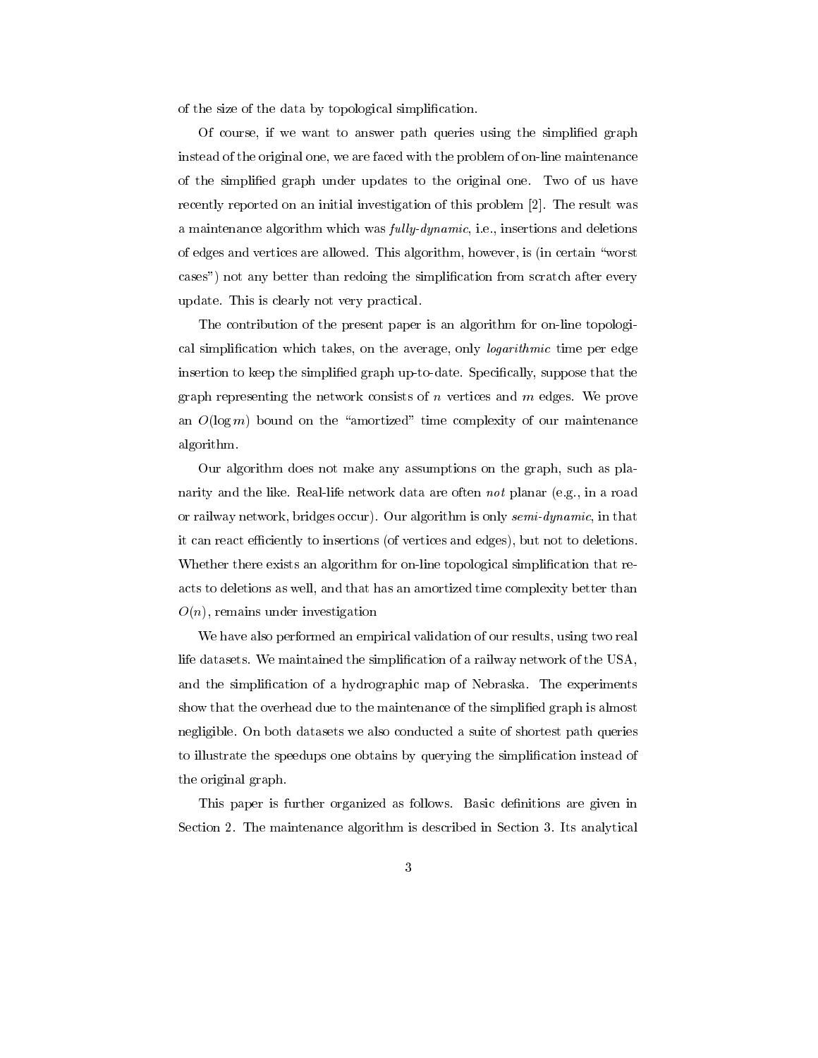of the size of the data by topological simplification.

Of course, if we want to answer path queries using the simplified graph instead of the original one, we are faced with the problem of on-line maintenance of the simplified graph under updates to the original one. Two of us have recently reported on an initial investigation of this problem [2]. The result was a maintenance algorithm which was *fully-dynamic*, i.e., insertions and deletions of edges and vertices are allowed. This algorithm, however, is (in certain "worst cases") not any better than redoing the simplification from scratch after every update. This is clearly not very practical.

The contribution of the present paper is an algorithm for on-line topological simplification which takes, on the average, only *logarithmic* time per edge insertion to keep the simplified graph up-to-date. Specifically, suppose that the graph representing the network consists of $n$ vertices and $m$ edges. We prove an $O(\log m)$ bound on the "amortized" time complexity of our maintenance algorithm.

Our algorithm does not make any assumptions on the graph, such as planarity and the like. Real-life network data are often *not* planar (e.g., in a road or railway network, bridges occur). Our algorithm is only *semi-dynamic*, in that it can react efficiently to insertions (of vertices and edges), but not to deletions. Whether there exists an algorithm for on-line topological simplification that reacts to deletions as well, and that has an amortized time complexity better than $O(n)$, remains under investigation

We have also performed an empirical validation of our results, using two real life datasets. We maintained the simplification of a railway network of the USA, and the simplification of a hydrographic map of Nebraska. The experiments show that the overhead due to the maintenance of the simplified graph is almost negligible. On both datasets we also conducted a suite of shortest path queries to illustrate the speedups one obtains by querying the simplification instead of the original graph.

This paper is further organized as follows. Basic definitions are given in Section 2. The maintenance algorithm is described in Section 3. Its analytical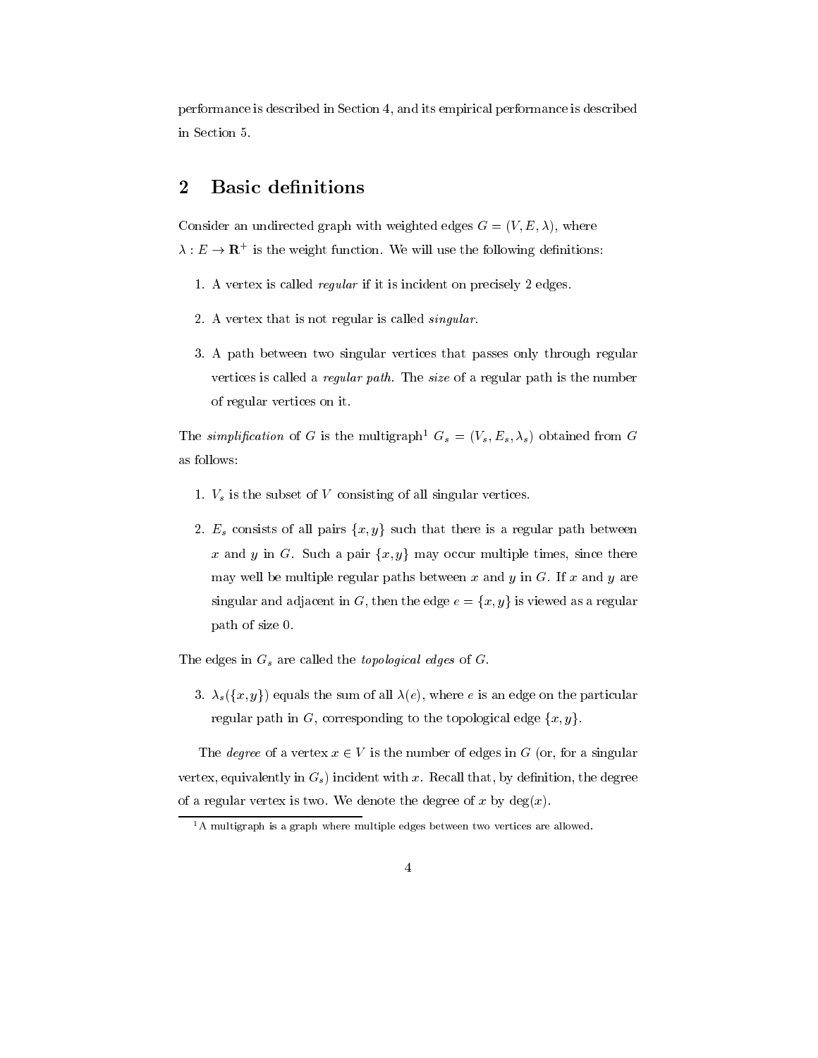performance is described in Section 4, and its empirical performance is described in Section 5.

## 2 Basic definitions

Consider an undirected graph with weighted edges $G = (V, E, \lambda)$, where $\lambda : E \rightarrow \mathbf{R}^+$ is the weight function. We will use the following definitions:

1. A vertex is called *regular* if it is incident on precisely 2 edges.

2. A vertex that is not regular is called *singular*.

3. A path between two singular vertices that passes only through regular vertices is called a *regular path*. The *size* of a regular path is the number of regular vertices on it.

The *simplification* of $G$ is the multigraph[1] $G_s = (V_s, E_s, \lambda_s)$ obtained from $G$ as follows:

1. $V_s$ is the subset of $V$ consisting of all singular vertices.

2. $E_s$ consists of all pairs $\{x, y\}$ such that there is a regular path between $x$ and $y$ in $G$. Such a pair $\{x,y\}$ may occur multiple times, since there may well be multiple regular paths between $x$ and $y$ in $G$. If $x$ and $y$ are singular and adjacent in $G$, then the edge $e = \{x, y\}$ is viewed as a regular path of size 0.

The edges in $G_s$ are called the *topological edges* of $G$.

3. $\lambda_s(\{x, y\})$ equals the sum of all $\lambda(e)$, where $e$ is an edge on the particular regular path in $G$, corresponding to the topological edge $\{x, y\}$.

The *degree* of a vertex $x \in V$ is the number of edges in $G$ (or, for a singular vertex, equivalently in $G_s$) incident with $x$. Recall that, by definition, the degree of a regular vertex is two. We denote the degree of $x$ by $\deg(x)$.

[1] A multigraph is a graph where multiple edges between two vertices are allowed.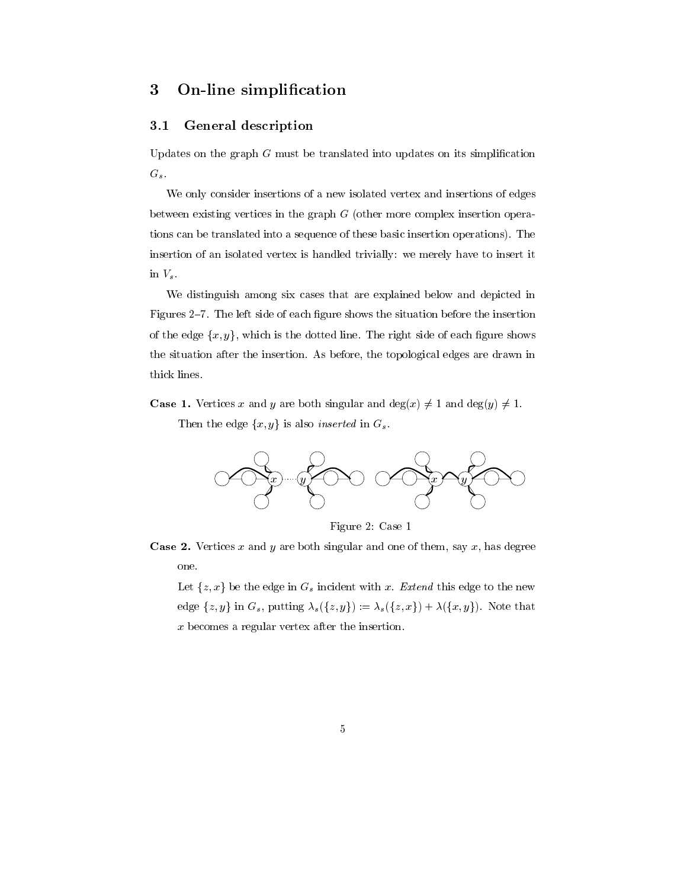# 3 On-line simplification

## 3.1 General description

Updates on the graph $G$ must be translated into updates on its simplification $G_s$.

We only consider insertions of a new isolated vertex and insertions of edges between existing vertices in the graph $G$ (other more complex insertion operations can be translated into a sequence of these basic insertion operations). The insertion of an isolated vertex is handled trivially: we merely have to insert it in $V_s$.

We distinguish among six cases that are explained below and depicted in Figures 2–7. The left side of each figure shows the situation before the insertion of the edge $\{x,y\}$, which is the dotted line. The right side of each figure shows the situation after the insertion. As before, the topological edges are drawn in thick lines.

**Case 1.** Vertices $x$ and $y$ are both singular and $\deg(x) \neq 1$ and $\deg(y) \neq 1$.

Then the edge $\{x,y\}$ is also *inserted* in $G_s$.

Figure 2: Case 1

**Case 2.** Vertices $x$ and $y$ are both singular and one of them, say $x$, has degree one.

Let $\{z,x\}$ be the edge in $G_s$ incident with $x$. *Extend* this edge to the new edge $\{z,y\}$ in $G_s$, putting $\lambda_s(\{z,y\}) := \lambda_s(\{z,x\}) + \lambda(\{x,y\})$. Note that $x$ becomes a regular vertex after the insertion.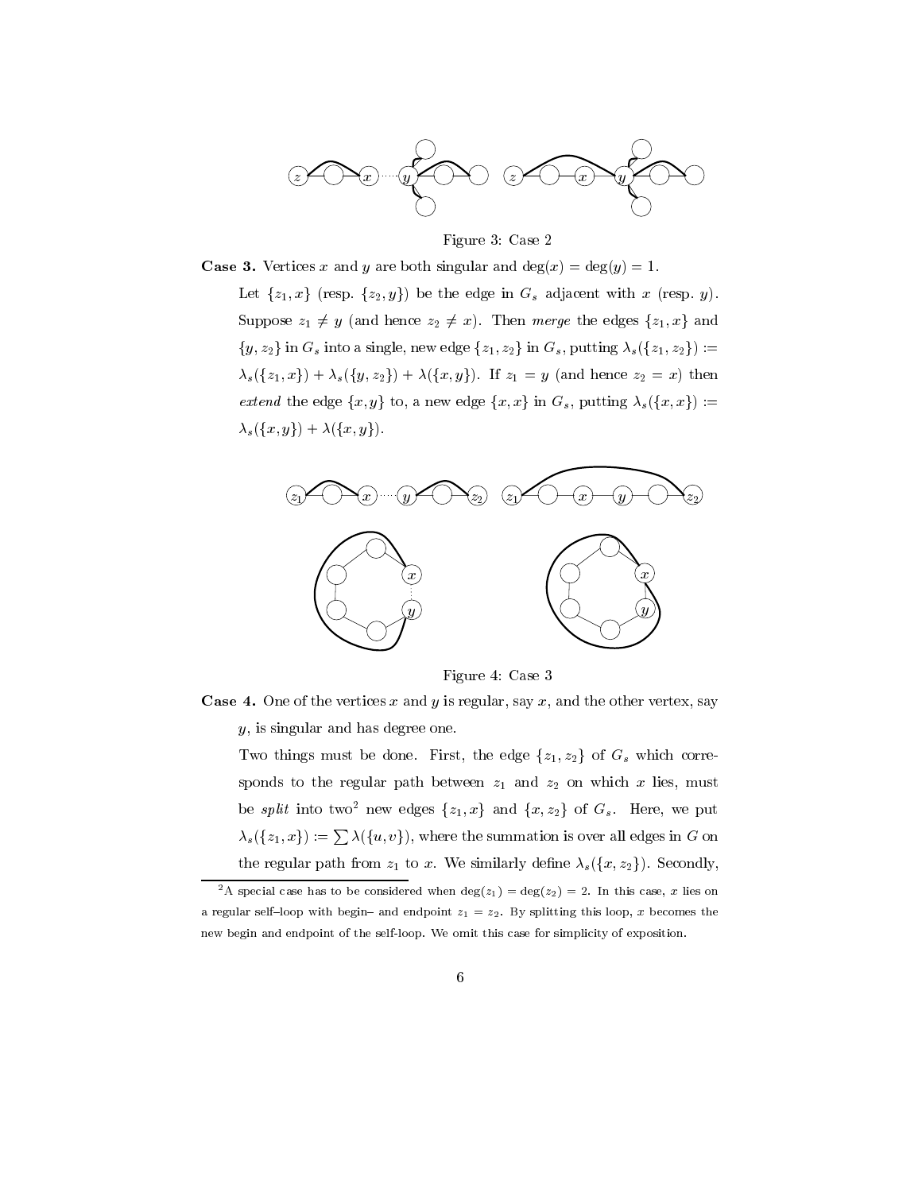Figure 3: Case 2

**Case 3.** Vertices $x$ and $y$ are both singular and $\deg(x) = \deg(y) = 1$.

Let $\{z_1, x\}$ (resp. $\{z_2, y\}$) be the edge in $G_s$ adjacent with $x$ (resp. $y$). Suppose $z_1 \neq y$ (and hence $z_2 \neq x$). Then *merge* the edges $\{z_1, x\}$ and $\{y, z_2\}$ in $G_s$ into a single, new edge $\{z_1, z_2\}$ in $G_s$, putting $\lambda_s(\{z_1, z_2\}) := \lambda_s(\{z_1, x\}) + \lambda_s(\{y, z_2\}) + \lambda(\{x, y\})$. If $z_1 = y$ (and hence $z_2 = x$) then *extend* the edge $\{x, y\}$ to, a new edge $\{x, x\}$ in $G_s$, putting $\lambda_s(\{x, x\}) := \lambda_s(\{x, y\}) + \lambda(\{x, y\})$.

Figure 4: Case 3

**Case 4.** One of the vertices $x$ and $y$ is regular, say $x$, and the other vertex, say $y$, is singular and has degree one.

Two things must be done. First, the edge $\{z_1, z_2\}$ of $G_s$ which corresponds to the regular path between $z_1$ and $z_2$ on which $x$ lies, must be *split* into two[2] new edges $\{z_1, x\}$ and $\{x, z_2\}$ of $G_s$. Here, we put $\lambda_s(\{z_1, x\}) := \sum \lambda(\{u, v\})$, where the summation is over all edges in $G$ on the regular path from $z_1$ to $x$. We similarly define $\lambda_s(\{x, z_2\})$. Secondly,

[2]A special case has to be considered when $\deg(z_1) = \deg(z_2) = 2$. In this case, $x$ lies on a regular self–loop with begin– and endpoint $z_1 = z_2$. By splitting this loop, $x$ becomes the new begin and endpoint of the self-loop. We omit this case for simplicity of exposition.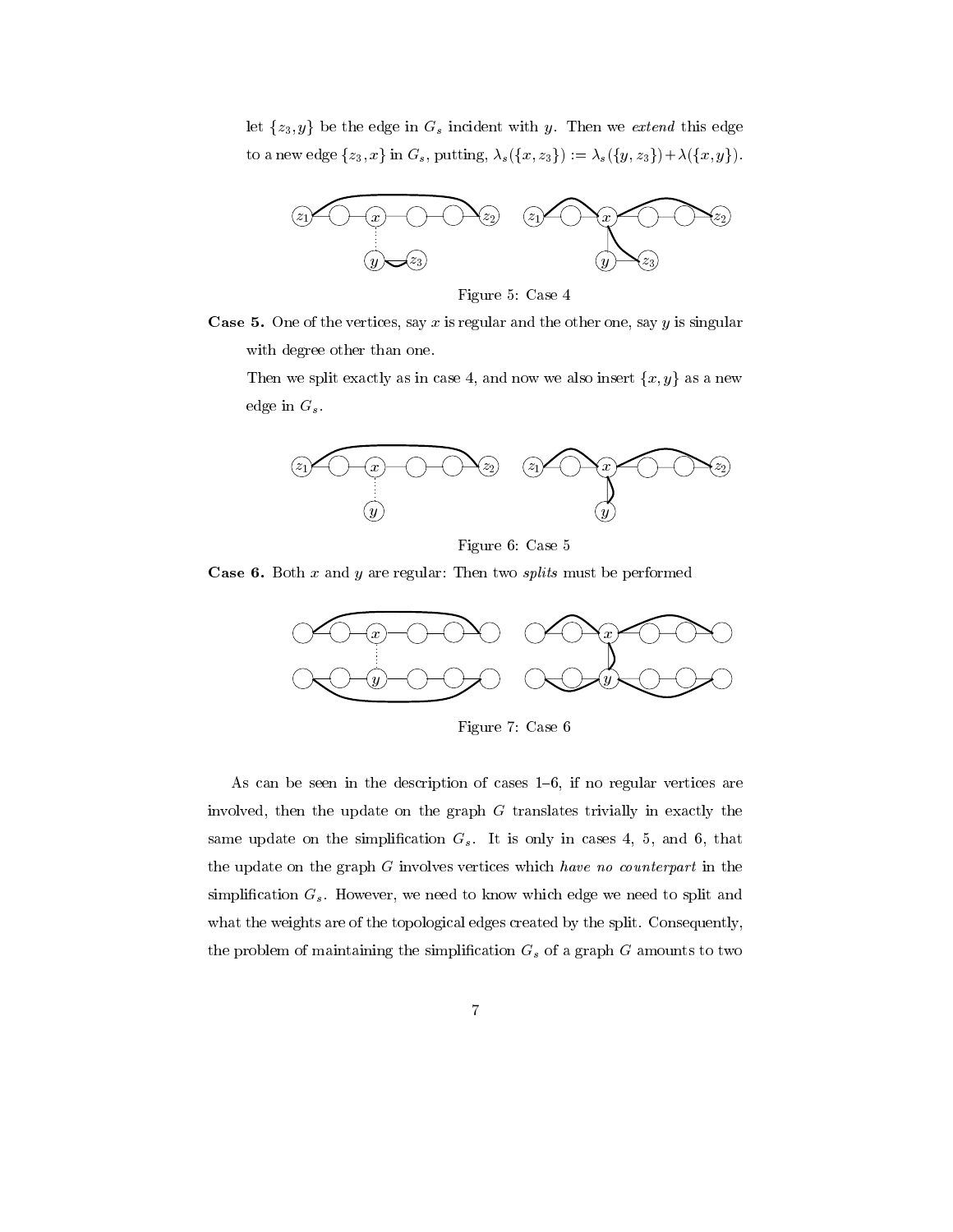let $\{z_3, y\}$ be the edge in $G_s$ incident with $y$. Then we *extend* this edge to a new edge $\{z_3, x\}$ in $G_s$, putting, $\lambda_s(\{x, z_3\}) := \lambda_s(\{y, z_3\}) + \lambda(\{x, y\})$.

Figure 5: Case 4

**Case 5.** One of the vertices, say $x$ is regular and the other one, say $y$ is singular with degree other than one.

Then we split exactly as in case 4, and now we also insert $\{x, y\}$ as a new edge in $G_s$.

Figure 6: Case 5

**Case 6.** Both $x$ and $y$ are regular: Then two *splits* must be performed

Figure 7: Case 6

As can be seen in the description of cases 1–6, if no regular vertices are involved, then the update on the graph $G$ translates trivially in exactly the same update on the simplification $G_s$. It is only in cases 4, 5, and 6, that the update on the graph $G$ involves vertices which *have no counterpart* in the simplification $G_s$. However, we need to know which edge we need to split and what the weights are of the topological edges created by the split. Consequently, the problem of maintaining the simplification $G_s$ of a graph $G$ amounts to two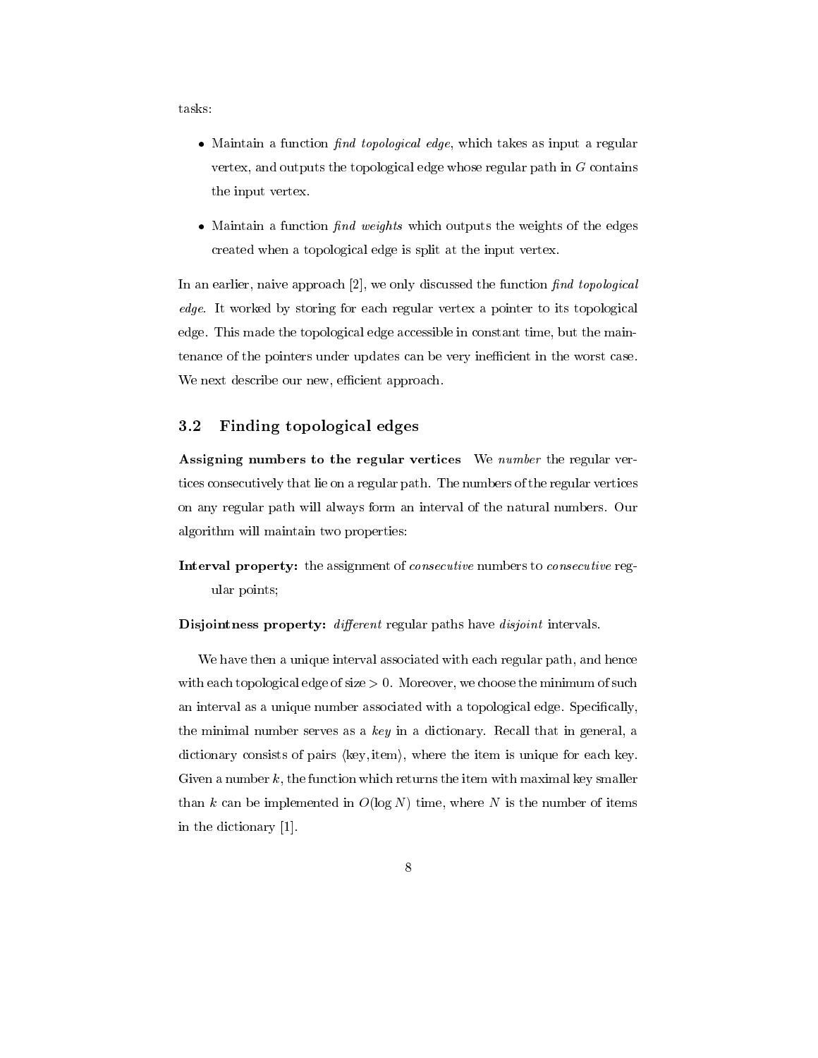tasks:

- Maintain a function *find topological edge*, which takes as input a regular vertex, and outputs the topological edge whose regular path in $G$ contains the input vertex.
- Maintain a function *find weights* which outputs the weights of the edges created when a topological edge is split at the input vertex.

In an earlier, naive approach [2], we only discussed the function *find topological edge*. It worked by storing for each regular vertex a pointer to its topological edge. This made the topological edge accessible in constant time, but the maintenance of the pointers under updates can be very inefficient in the worst case. We next describe our new, efficient approach.

### 3.2 Finding topological edges

**Assigning numbers to the regular vertices** We *number* the regular vertices consecutively that lie on a regular path. The numbers of the regular vertices on any regular path will always form an interval of the natural numbers. Our algorithm will maintain two properties:

**Interval property:** the assignment of *consecutive* numbers to *consecutive* regular points;

**Disjointness property:** *different* regular paths have *disjoint* intervals.

We have then a unique interval associated with each regular path, and hence with each topological edge of size $> 0$. Moreover, we choose the minimum of such an interval as a unique number associated with a topological edge. Specifically, the minimal number serves as a *key* in a dictionary. Recall that in general, a dictionary consists of pairs $\langle \text{key}, \text{item} \rangle$, where the item is unique for each key. Given a number $k$, the function which returns the item with maximal key smaller than $k$ can be implemented in $O(\log N)$ time, where $N$ is the number of items in the dictionary [1].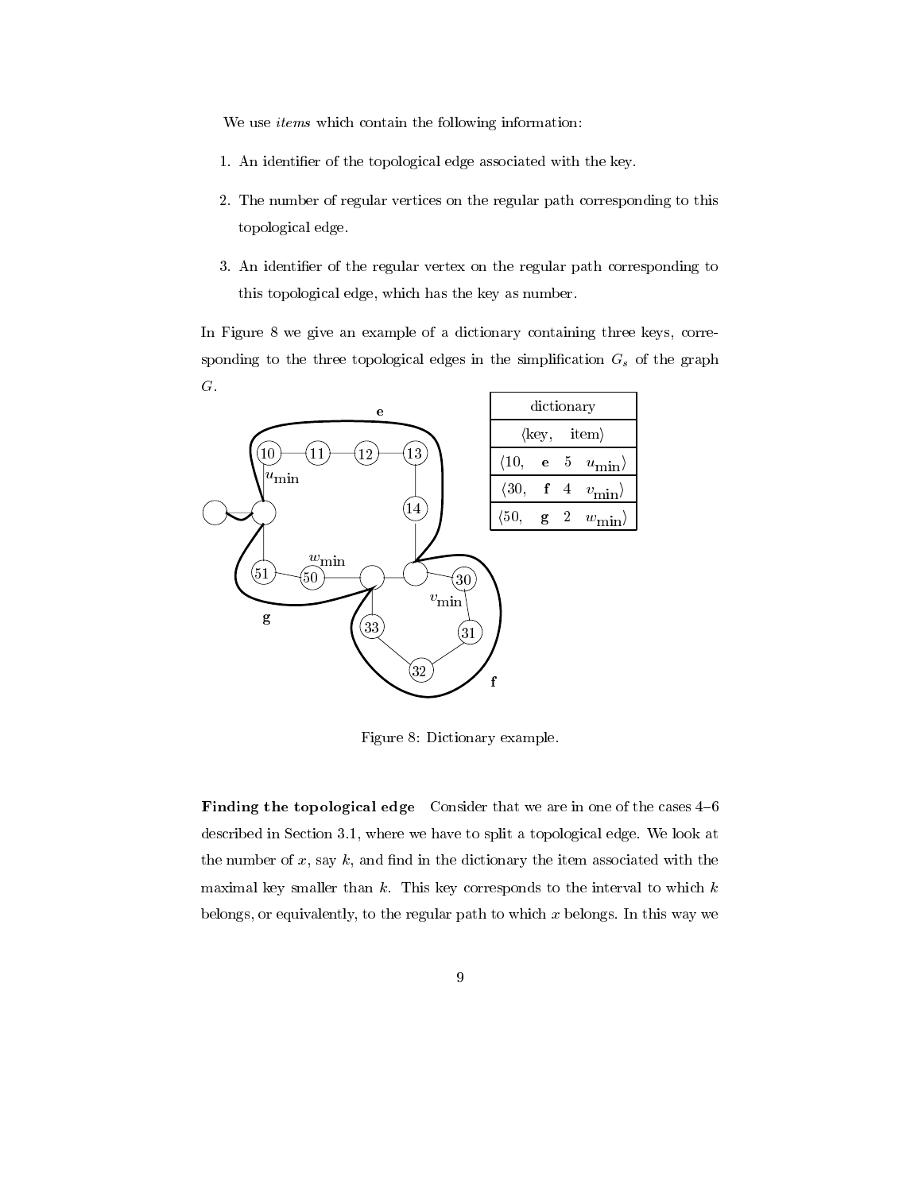We use *items* which contain the following information:

1. An identifier of the topological edge associated with the key.
2. The number of regular vertices on the regular path corresponding to this topological edge.
3. An identifier of the regular vertex on the regular path corresponding to this topological edge, which has the key as number.

In Figure 8 we give an example of a dictionary containing three keys, corresponding to the three topological edges in the simplification $G_s$ of the graph $G$.

| dictionary |
|---|
| $\langle$key, item$\rangle$ |
| $\langle 10,$ **e** 5 $u_{\min}\rangle$ |
| $\langle 30,$ **f** 4 $v_{\min}\rangle$ |
| $\langle 50,$ **g** 2 $w_{\min}\rangle$ |

Figure 8: Dictionary example.

**Finding the topological edge** Consider that we are in one of the cases 4–6 described in Section 3.1, where we have to split a topological edge. We look at the number of $x$, say $k$, and find in the dictionary the item associated with the maximal key smaller than $k$. This key corresponds to the interval to which $k$ belongs, or equivalently, to the regular path to which $x$ belongs. In this way we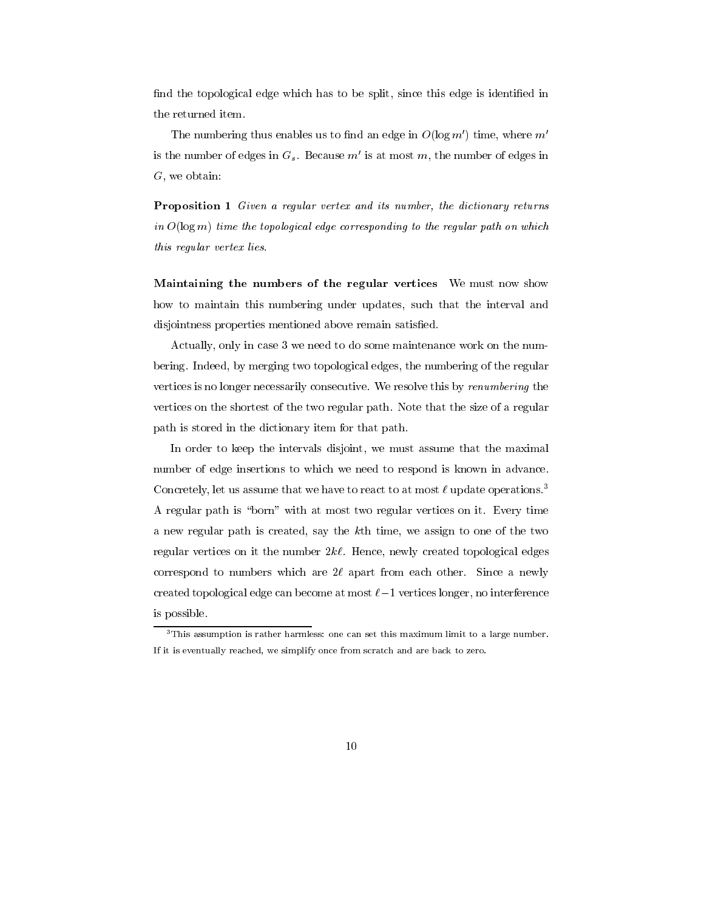find the topological edge which has to be split, since this edge is identified in the returned item.

The numbering thus enables us to find an edge in $O(\log m')$ time, where $m'$ is the number of edges in $G_s$. Because $m'$ is at most $m$, the number of edges in $G$, we obtain:

**Proposition 1** *Given a regular vertex and its number, the dictionary returns in $O(\log m)$ time the topological edge corresponding to the regular path on which this regular vertex lies.*

**Maintaining the numbers of the regular vertices** We must now show how to maintain this numbering under updates, such that the interval and disjointness properties mentioned above remain satisfied.

Actually, only in case 3 we need to do some maintenance work on the numbering. Indeed, by merging two topological edges, the numbering of the regular vertices is no longer necessarily consecutive. We resolve this by *renumbering* the vertices on the shortest of the two regular path. Note that the size of a regular path is stored in the dictionary item for that path.

In order to keep the intervals disjoint, we must assume that the maximal number of edge insertions to which we need to respond is known in advance. Concretely, let us assume that we have to react to at most $\ell$ update operations.[3] A regular path is "born" with at most two regular vertices on it. Every time a new regular path is created, say the $k$th time, we assign to one of the two regular vertices on it the number $2k\ell$. Hence, newly created topological edges correspond to numbers which are $2\ell$ apart from each other. Since a newly created topological edge can become at most $\ell - 1$ vertices longer, no interference is possible.

[3]This assumption is rather harmless: one can set this maximum limit to a large number. If it is eventually reached, we simplify once from scratch and are back to zero.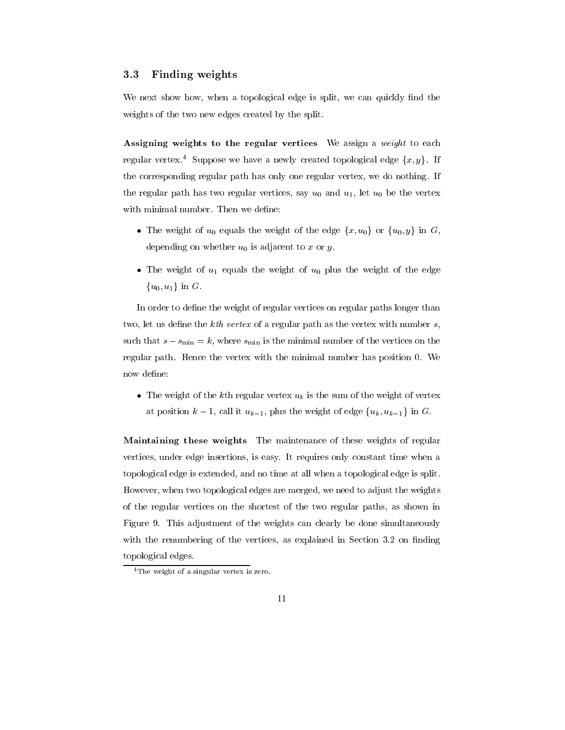### 3.3 Finding weights

We next show how, when a topological edge is split, we can quickly find the weights of the two new edges created by the split.

**Assigning weights to the regular vertices** We assign a *weight* to each regular vertex.[4] Suppose we have a newly created topological edge $\{x, y\}$. If the corresponding regular path has only one regular vertex, we do nothing. If the regular path has two regular vertices, say $u_0$ and $u_1$, let $u_0$ be the vertex with minimal number. Then we define:

- The weight of $u_0$ equals the weight of the edge $\{x, u_0\}$ or $\{u_0, y\}$ in $G$, depending on whether $u_0$ is adjacent to $x$ or $y$.
- The weight of $u_1$ equals the weight of $u_0$ plus the weight of the edge $\{u_0, u_1\}$ in $G$.

In order to define the weight of regular vertices on regular paths longer than two, let us define the *kth vertex* of a regular path as the vertex with number $s$, such that $s - s_{\min} = k$, where $s_{\min}$ is the minimal number of the vertices on the regular path. Hence the vertex with the minimal number has position 0. We now define:

- The weight of the $k$th regular vertex $u_k$ is the sum of the weight of vertex at position $k-1$, call it $u_{k-1}$, plus the weight of edge $\{u_k, u_{k-1}\}$ in $G$.

**Maintaining these weights** The maintenance of these weights of regular vertices, under edge insertions, is easy. It requires only constant time when a topological edge is extended, and no time at all when a topological edge is split. However, when two topological edges are merged, we need to adjust the weights of the regular vertices on the shortest of the two regular paths, as shown in Figure 9. This adjustment of the weights can clearly be done simultaneously with the renumbering of the vertices, as explained in Section 3.2 on finding topological edges.

[4] The weight of a singular vertex is zero.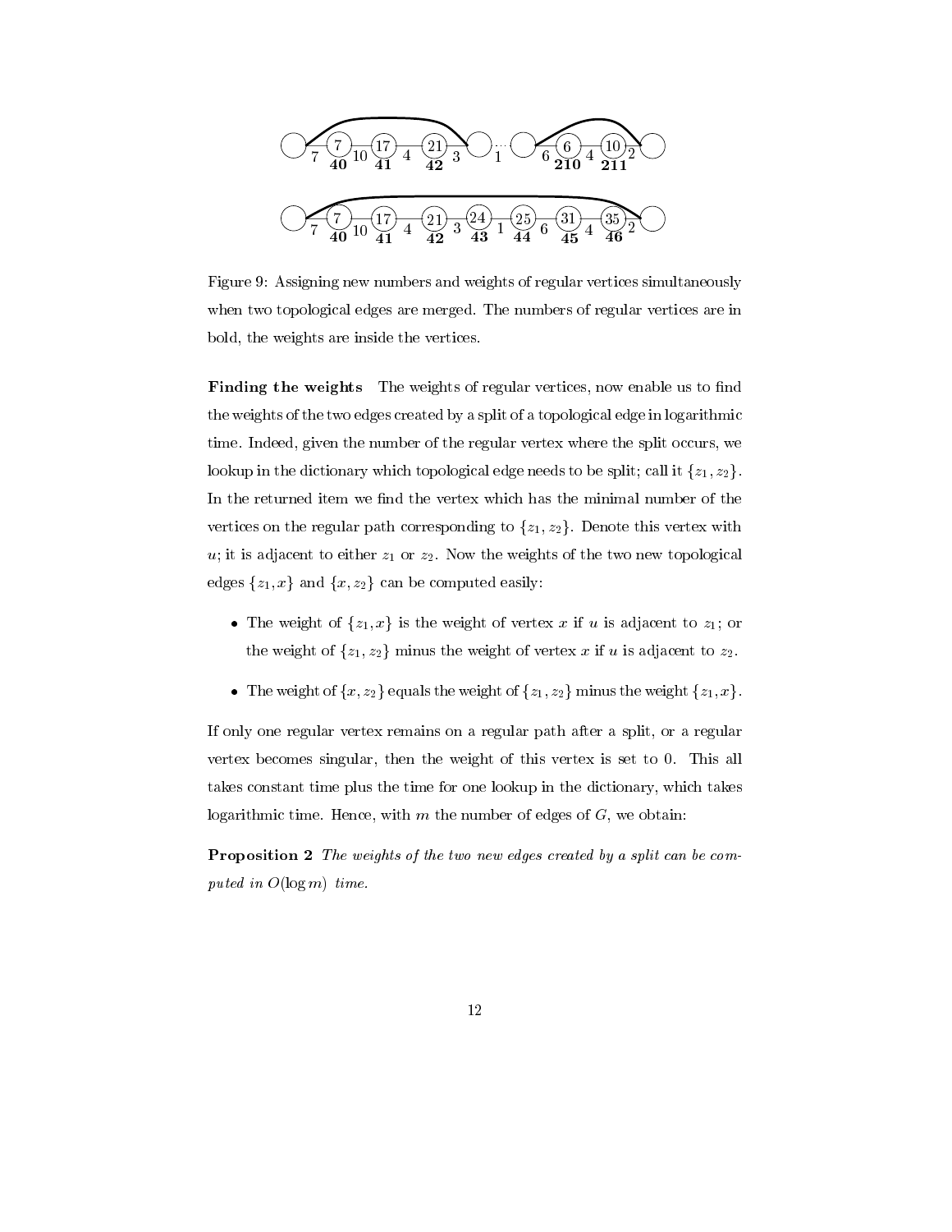Figure 9: Assigning new numbers and weights of regular vertices simultaneously when two topological edges are merged. The numbers of regular vertices are in bold, the weights are inside the vertices.

**Finding the weights** The weights of regular vertices, now enable us to find the weights of the two edges created by a split of a topological edge in logarithmic time. Indeed, given the number of the regular vertex where the split occurs, we lookup in the dictionary which topological edge needs to be split; call it $\{z_1, z_2\}$. In the returned item we find the vertex which has the minimal number of the vertices on the regular path corresponding to $\{z_1, z_2\}$. Denote this vertex with $u$; it is adjacent to either $z_1$ or $z_2$. Now the weights of the two new topological edges $\{z_1, x\}$ and $\{x, z_2\}$ can be computed easily:

- The weight of $\{z_1, x\}$ is the weight of vertex $x$ if $u$ is adjacent to $z_1$; or the weight of $\{z_1, z_2\}$ minus the weight of vertex $x$ if $u$ is adjacent to $z_2$.
- The weight of $\{x, z_2\}$ equals the weight of $\{z_1, z_2\}$ minus the weight $\{z_1, x\}$.

If only one regular vertex remains on a regular path after a split, or a regular vertex becomes singular, then the weight of this vertex is set to 0. This all takes constant time plus the time for one lookup in the dictionary, which takes logarithmic time. Hence, with $m$ the number of edges of $G$, we obtain:

**Proposition 2** *The weights of the two new edges created by a split can be computed in $O(\log m)$ time.*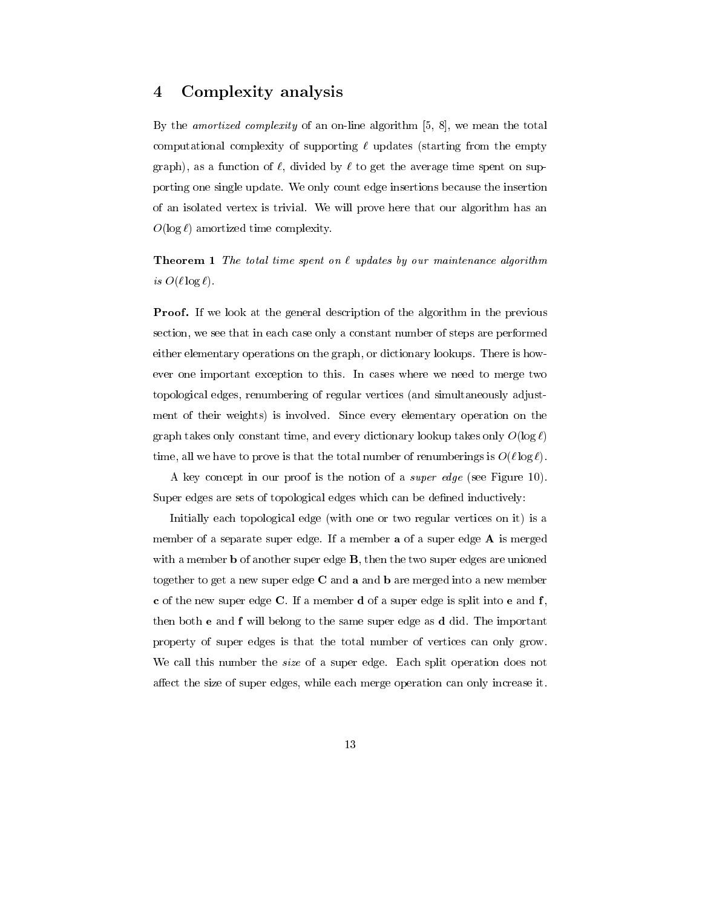## 4 Complexity analysis

By the *amortized complexity* of an on-line algorithm [5, 8], we mean the total computational complexity of supporting $\ell$ updates (starting from the empty graph), as a function of $\ell$, divided by $\ell$ to get the average time spent on supporting one single update. We only count edge insertions because the insertion of an isolated vertex is trivial. We will prove here that our algorithm has an $O(\log \ell)$ amortized time complexity.

**Theorem 1** *The total time spent on $\ell$ updates by our maintenance algorithm is $O(\ell \log \ell)$.*

**Proof.** If we look at the general description of the algorithm in the previous section, we see that in each case only a constant number of steps are performed either elementary operations on the graph, or dictionary lookups. There is however one important exception to this. In cases where we need to merge two topological edges, renumbering of regular vertices (and simultaneously adjustment of their weights) is involved. Since every elementary operation on the graph takes only constant time, and every dictionary lookup takes only $O(\log \ell)$ time, all we have to prove is that the total number of renumberings is $O(\ell \log \ell)$.

A key concept in our proof is the notion of a *super edge* (see Figure 10). Super edges are sets of topological edges which can be defined inductively:

Initially each topological edge (with one or two regular vertices on it) is a member of a separate super edge. If a member **a** of a super edge **A** is merged with a member **b** of another super edge **B**, then the two super edges are unioned together to get a new super edge **C** and **a** and **b** are merged into a new member **c** of the new super edge **C**. If a member **d** of a super edge is split into **e** and **f**, then both **e** and **f** will belong to the same super edge as **d** did. The important property of super edges is that the total number of vertices can only grow. We call this number the *size* of a super edge. Each split operation does not affect the size of super edges, while each merge operation can only increase it.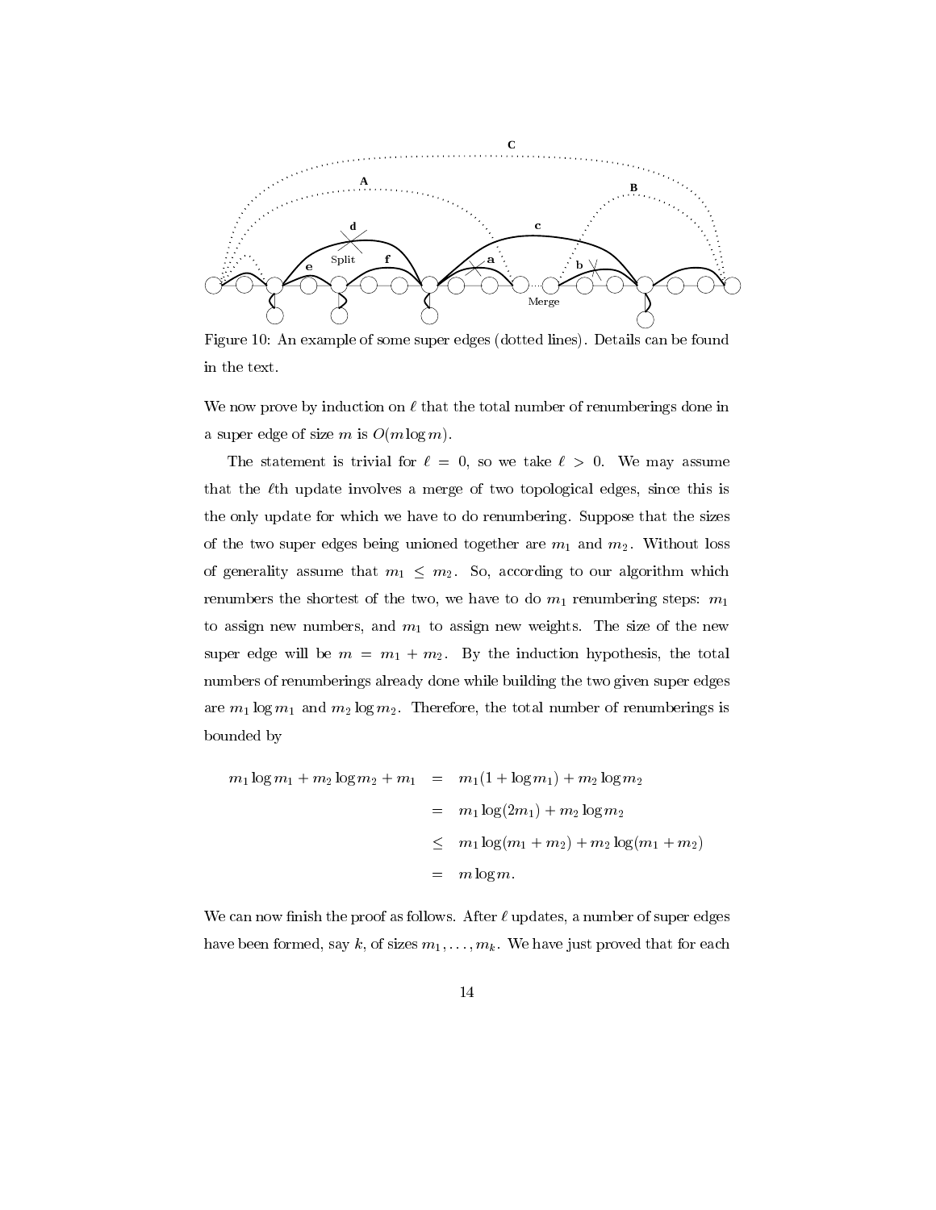Figure 10: An example of some super edges (dotted lines). Details can be found in the text.

We now prove by induction on $\ell$ that the total number of renumberings done in a super edge of size $m$ is $O(m \log m)$.

The statement is trivial for $\ell = 0$, so we take $\ell > 0$. We may assume that the $\ell$th update involves a merge of two topological edges, since this is the only update for which we have to do renumbering. Suppose that the sizes of the two super edges being unioned together are $m_1$ and $m_2$. Without loss of generality assume that $m_1 \leq m_2$. So, according to our algorithm which renumbers the shortest of the two, we have to do $m_1$ renumbering steps: $m_1$ to assign new numbers, and $m_1$ to assign new weights. The size of the new super edge will be $m = m_1 + m_2$. By the induction hypothesis, the total numbers of renumberings already done while building the two given super edges are $m_1 \log m_1$ and $m_2 \log m_2$. Therefore, the total number of renumberings is bounded by

$$
\begin{aligned}
m_1 \log m_1 + m_2 \log m_2 + m_1 &= m_1(1 + \log m_1) + m_2 \log m_2 \\
&= m_1 \log(2m_1) + m_2 \log m_2 \\
&\leq m_1 \log(m_1 + m_2) + m_2 \log(m_1 + m_2) \\
&= m \log m.
\end{aligned}
$$

We can now finish the proof as follows. After $\ell$ updates, a number of super edges have been formed, say $k$, of sizes $m_1, \ldots, m_k$. We have just proved that for each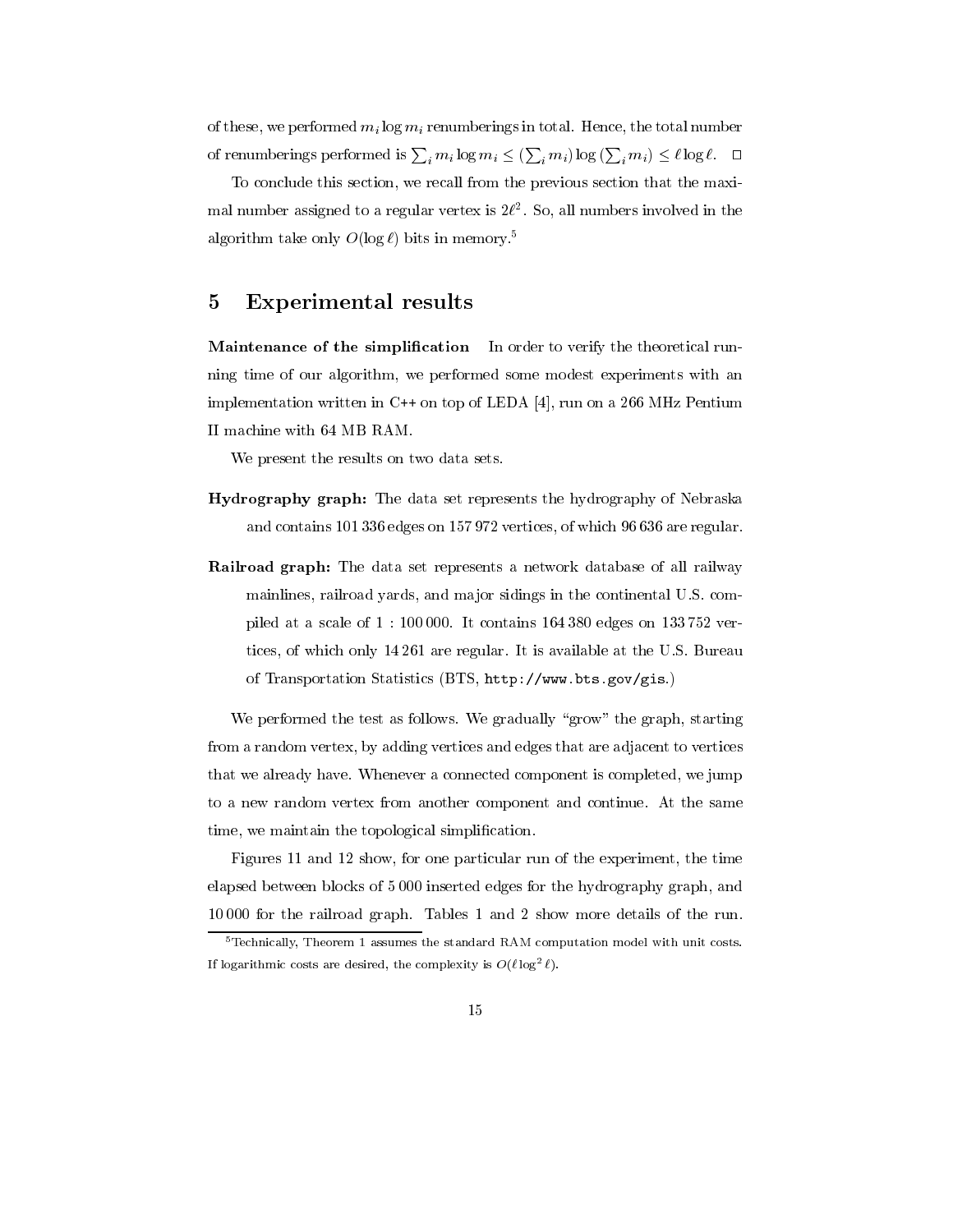of these, we performed $m_i \log m_i$ renumberings in total. Hence, the total number of renumberings performed is $\sum_i m_i \log m_i \leq (\sum_i m_i) \log (\sum_i m_i) \leq \ell \log \ell$. $\square$

To conclude this section, we recall from the previous section that the maximal number assigned to a regular vertex is $2\ell^2$. So, all numbers involved in the algorithm take only $O(\log \ell)$ bits in memory.[5]

## 5 Experimental results

**Maintenance of the simplification** In order to verify the theoretical running time of our algorithm, we performed some modest experiments with an implementation written in C++ on top of LEDA [4], run on a 266 MHz Pentium II machine with 64 MB RAM.

We present the results on two data sets.

**Hydrography graph:** The data set represents the hydrography of Nebraska and contains 101 336 edges on 157 972 vertices, of which 96 636 are regular.

**Railroad graph:** The data set represents a network database of all railway mainlines, railroad yards, and major sidings in the continental U.S. compiled at a scale of 1 : 100 000. It contains 164 380 edges on 133 752 vertices, of which only 14 261 are regular. It is available at the U.S. Bureau of Transportation Statistics (BTS, `http://www.bts.gov/gis`.)

We performed the test as follows. We gradually "grow" the graph, starting from a random vertex, by adding vertices and edges that are adjacent to vertices that we already have. Whenever a connected component is completed, we jump to a new random vertex from another component and continue. At the same time, we maintain the topological simplification.

Figures 11 and 12 show, for one particular run of the experiment, the time elapsed between blocks of 5 000 inserted edges for the hydrography graph, and 10 000 for the railroad graph. Tables 1 and 2 show more details of the run.

[5] Technically, Theorem 1 assumes the standard RAM computation model with unit costs. If logarithmic costs are desired, the complexity is $O(\ell \log^2 \ell)$.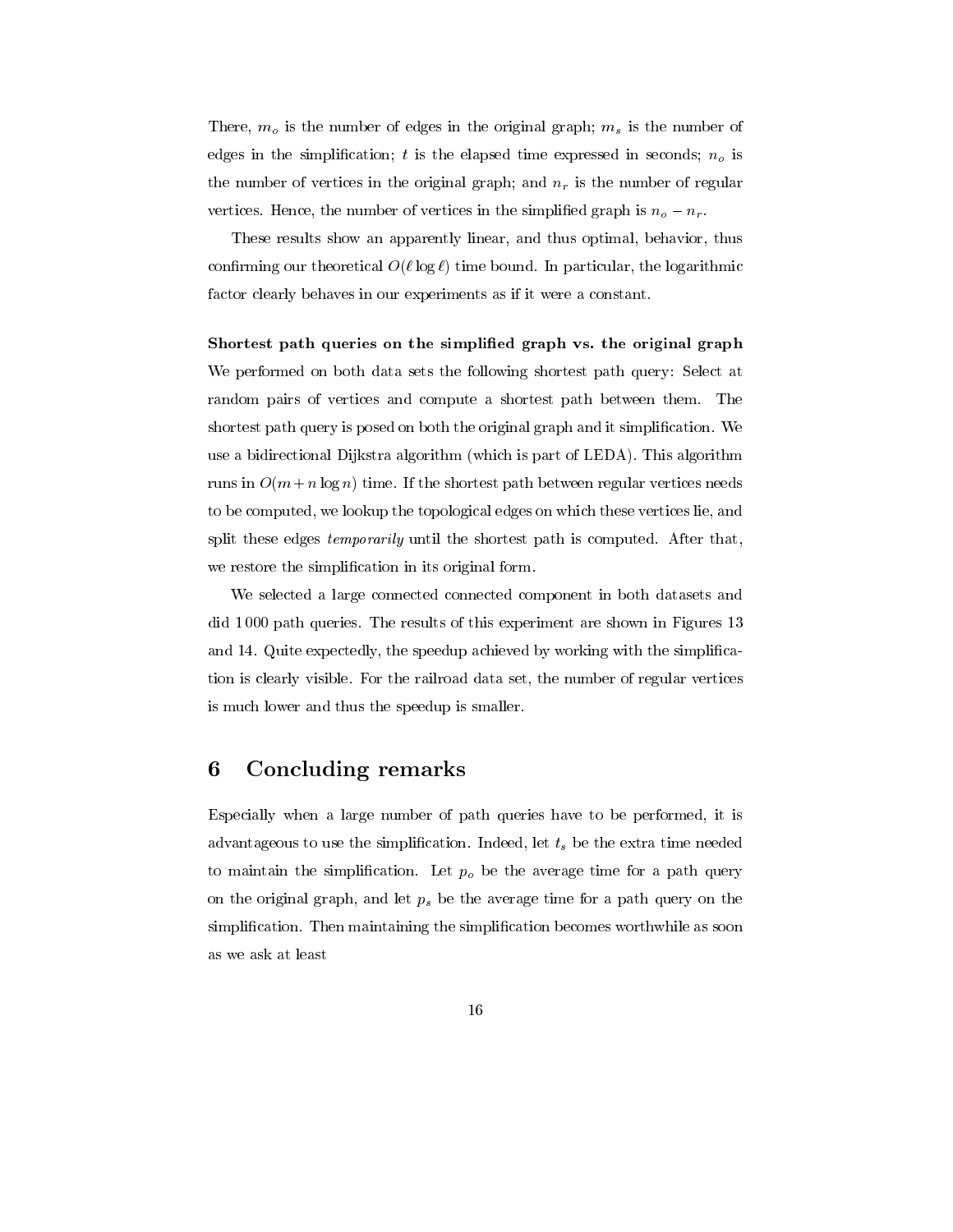There, $m_o$ is the number of edges in the original graph; $m_s$ is the number of edges in the simplification; $t$ is the elapsed time expressed in seconds; $n_o$ is the number of vertices in the original graph; and $n_r$ is the number of regular vertices. Hence, the number of vertices in the simplified graph is $n_o - n_r$.

These results show an apparently linear, and thus optimal, behavior, thus confirming our theoretical $O(\ell \log \ell)$ time bound. In particular, the logarithmic factor clearly behaves in our experiments as if it were a constant.

**Shortest path queries on the simplified graph vs. the original graph** We performed on both data sets the following shortest path query: Select at random pairs of vertices and compute a shortest path between them. The shortest path query is posed on both the original graph and it simplification. We use a bidirectional Dijkstra algorithm (which is part of LEDA). This algorithm runs in $O(m + n \log n)$ time. If the shortest path between regular vertices needs to be computed, we lookup the topological edges on which these vertices lie, and split these edges *temporarily* until the shortest path is computed. After that, we restore the simplification in its original form.

We selected a large connected connected component in both datasets and did 1 000 path queries. The results of this experiment are shown in Figures 13 and 14. Quite expectedly, the speedup achieved by working with the simplification is clearly visible. For the railroad data set, the number of regular vertices is much lower and thus the speedup is smaller.

## 6 Concluding remarks

Especially when a large number of path queries have to be performed, it is advantageous to use the simplification. Indeed, let $t_s$ be the extra time needed to maintain the simplification. Let $p_o$ be the average time for a path query on the original graph, and let $p_s$ be the average time for a path query on the simplification. Then maintaining the simplification becomes worthwhile as soon as we ask at least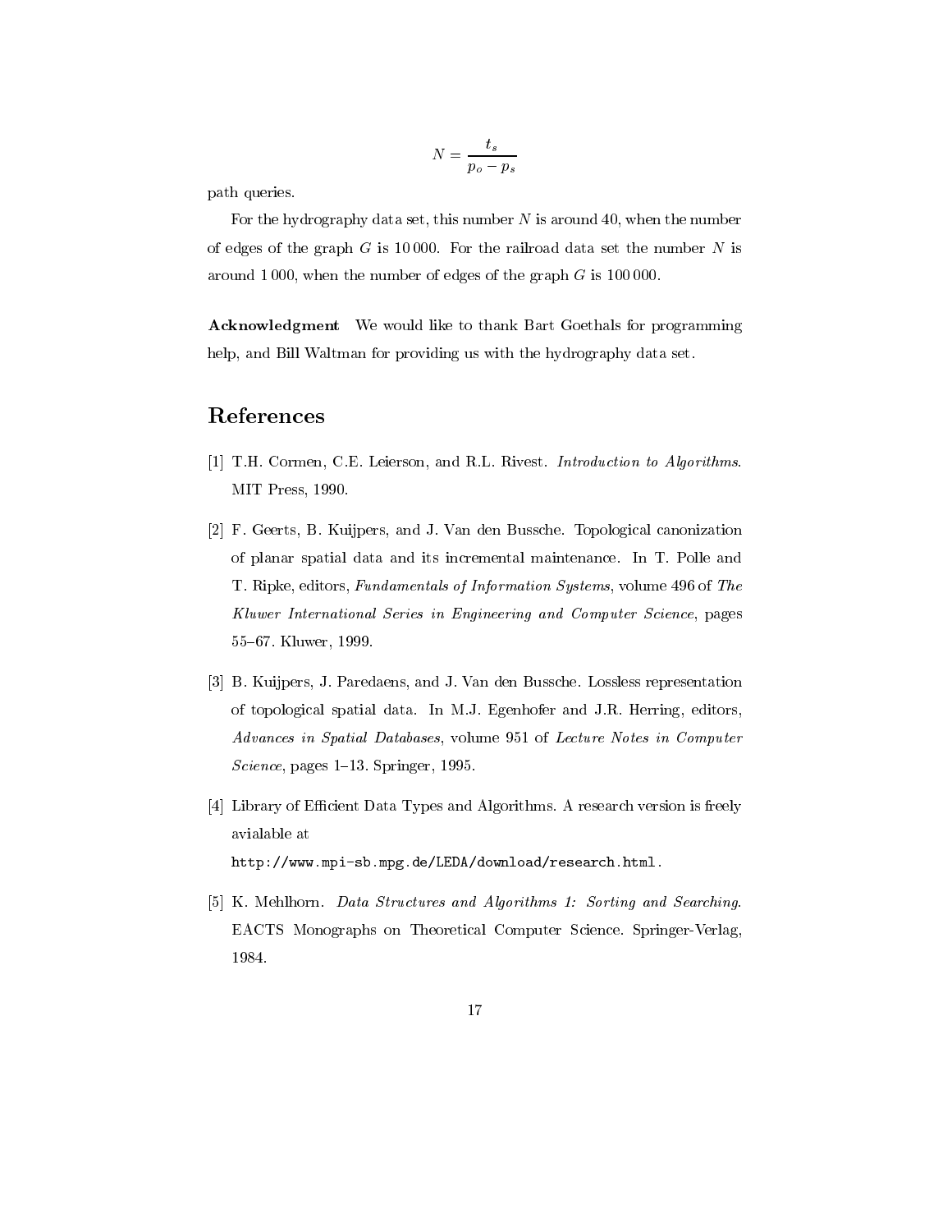$$N = \frac{t_s}{p_o - p_s}$$

path queries.

For the hydrography data set, this number $N$ is around 40, when the number of edges of the graph $G$ is 10 000. For the railroad data set the number $N$ is around 1 000, when the number of edges of the graph $G$ is 100 000.

**Acknowledgment** We would like to thank Bart Goethals for programming help, and Bill Waltman for providing us with the hydrography data set.

## References

[1] T.H. Cormen, C.E. Leierson, and R.L. Rivest. *Introduction to Algorithms*. MIT Press, 1990.

[2] F. Geerts, B. Kuijpers, and J. Van den Bussche. Topological canonization of planar spatial data and its incremental maintenance. In T. Polle and T. Ripke, editors, *Fundamentals of Information Systems*, volume 496 of *The Kluwer International Series in Engineering and Computer Science*, pages 55–67. Kluwer, 1999.

[3] B. Kuijpers, J. Paredaens, and J. Van den Bussche. Lossless representation of topological spatial data. In M.J. Egenhofer and J.R. Herring, editors, *Advances in Spatial Databases*, volume 951 of *Lecture Notes in Computer Science*, pages 1–13. Springer, 1995.

[4] Library of Efficient Data Types and Algorithms. A research version is freely avialable at `http://www.mpi-sb.mpg.de/LEDA/download/research.html`.

[5] K. Mehlhorn. *Data Structures and Algorithms 1: Sorting and Searching*. EACTS Monographs on Theoretical Computer Science. Springer-Verlag, 1984.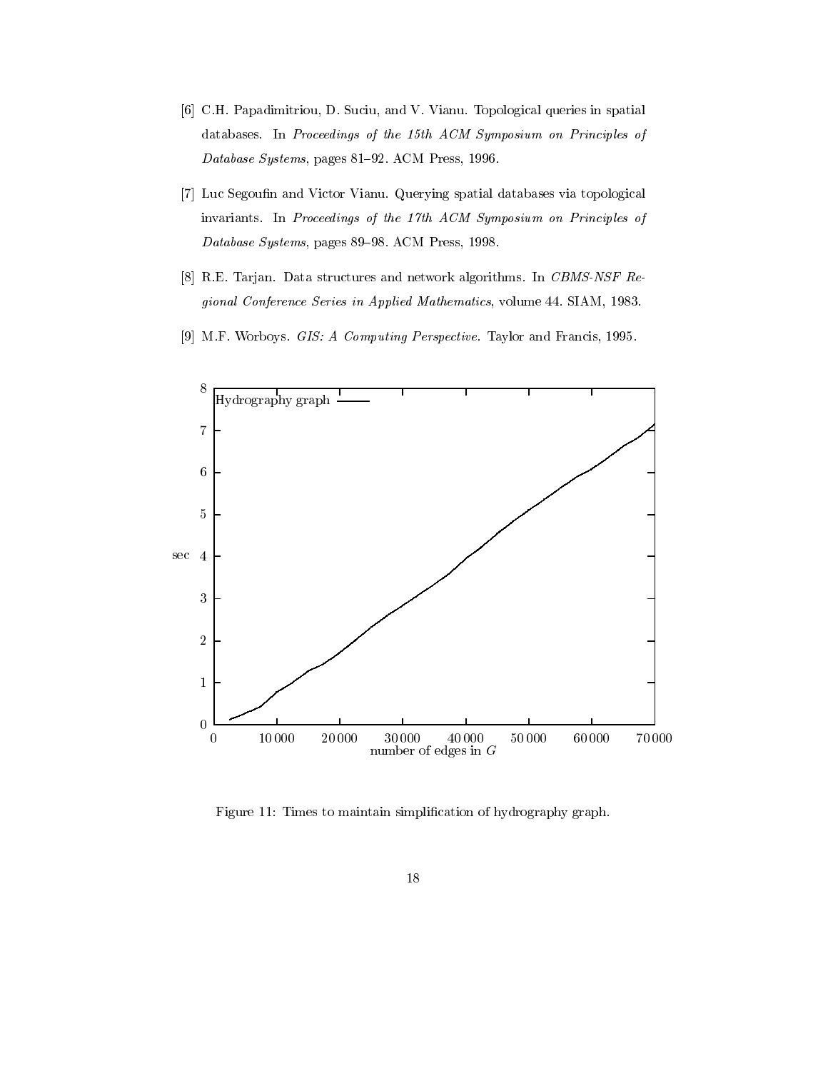[6] C.H. Papadimitriou, D. Suciu, and V. Vianu. Topological queries in spatial databases. In *Proceedings of the 15th ACM Symposium on Principles of Database Systems*, pages 81–92. ACM Press, 1996.

[7] Luc Segoufin and Victor Vianu. Querying spatial databases via topological invariants. In *Proceedings of the 17th ACM Symposium on Principles of Database Systems*, pages 89–98. ACM Press, 1998.

[8] R.E. Tarjan. Data structures and network algorithms. In *CBMS-NSF Regional Conference Series in Applied Mathematics*, volume 44. SIAM, 1983.

[9] M.F. Worboys. *GIS: A Computing Perspective*. Taylor and Francis, 1995.

Figure 11: Times to maintain simplification of hydrography graph.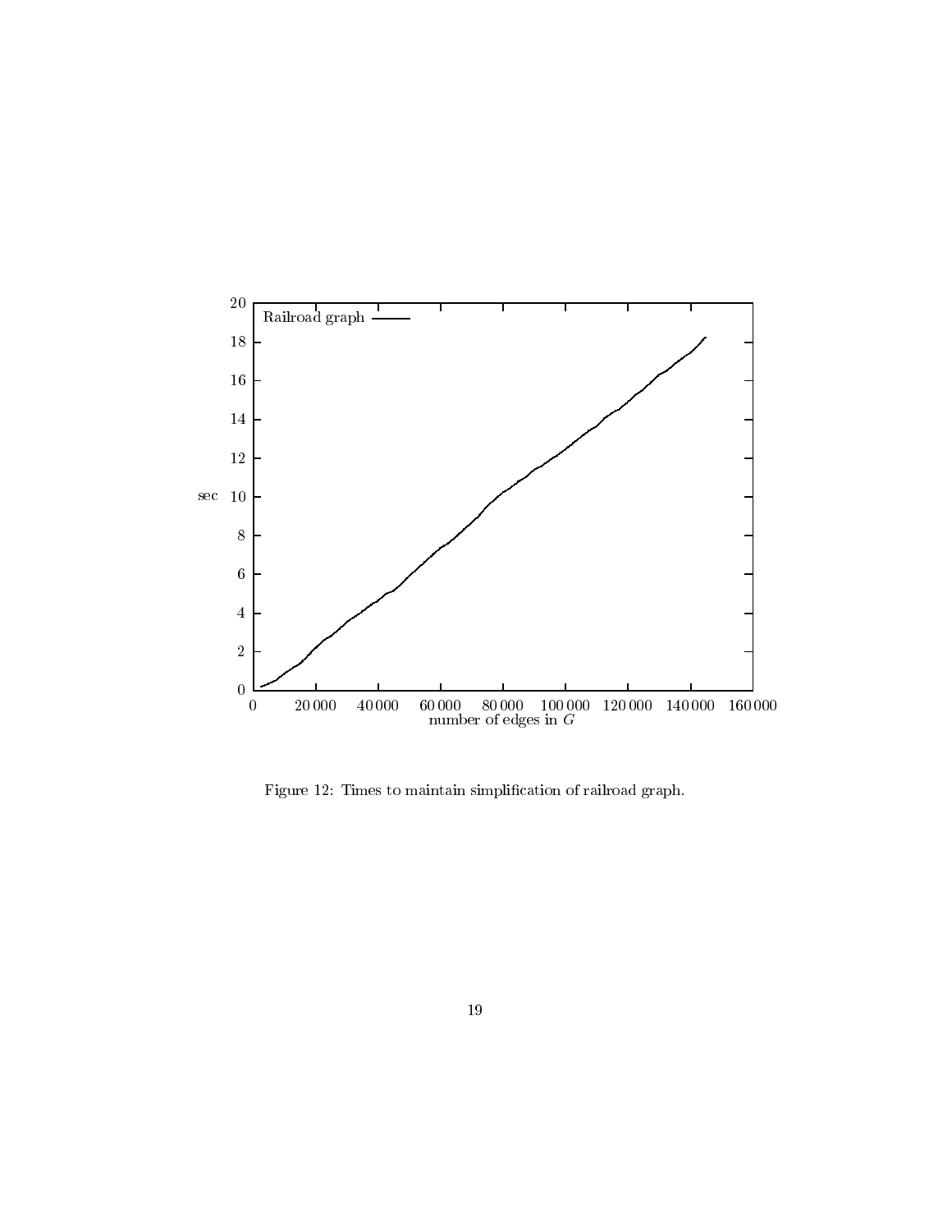Figure 12: Times to maintain simplification of railroad graph.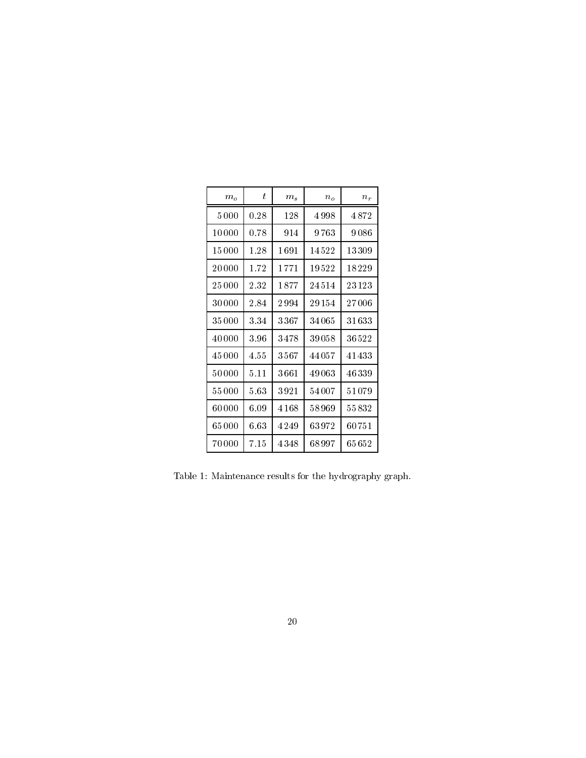| $m_o$ | $t$ | $m_s$ | $n_o$ | $n_r$ |
|---:|---:|---:|---:|---:|
| 5 000 | 0.28 | 128 | 4 998 | 4 872 |
| 10 000 | 0.78 | 914 | 9 763 | 9 086 |
| 15 000 | 1.28 | 1 691 | 14 522 | 13 309 |
| 20 000 | 1.72 | 1 771 | 19 522 | 18 229 |
| 25 000 | 2.32 | 1 877 | 24 514 | 23 123 |
| 30 000 | 2.84 | 2 994 | 29 154 | 27 006 |
| 35 000 | 3.34 | 3 367 | 34 065 | 31 633 |
| 40 000 | 3.96 | 3 478 | 39 058 | 36 522 |
| 45 000 | 4.55 | 3 567 | 44 057 | 41 433 |
| 50 000 | 5.11 | 3 661 | 49 063 | 46 339 |
| 55 000 | 5.63 | 3 921 | 54 007 | 51 079 |
| 60 000 | 6.09 | 4 168 | 58 969 | 55 832 |
| 65 000 | 6.63 | 4 249 | 63 972 | 60 751 |
| 70 000 | 7.15 | 4 348 | 68 997 | 65 652 |

Table 1: Maintenance results for the hydrography graph.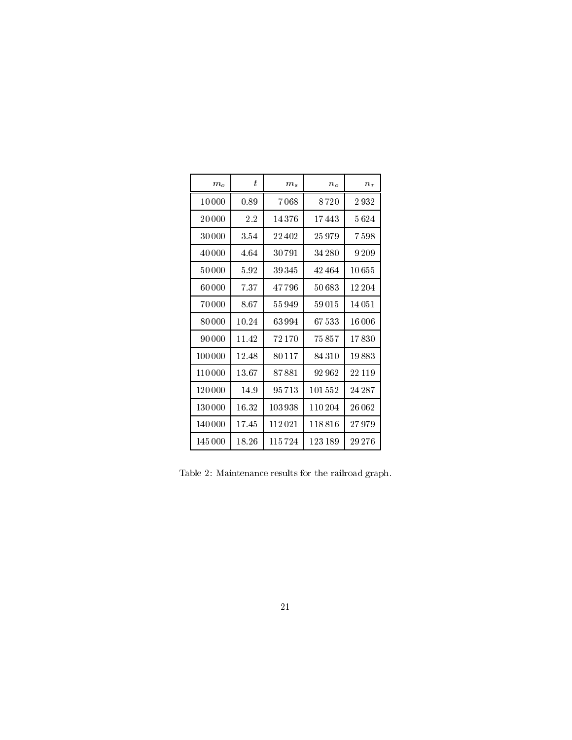| $m_o$ | $t$ | $m_s$ | $n_o$ | $n_r$ |
|---:|---:|---:|---:|---:|
| 10000 | 0.89 | 7068 | 8720 | 2932 |
| 20000 | 2.2 | 14376 | 17443 | 5624 |
| 30000 | 3.54 | 22402 | 25979 | 7598 |
| 40000 | 4.64 | 30791 | 34280 | 9209 |
| 50000 | 5.92 | 39345 | 42464 | 10655 |
| 60000 | 7.37 | 47796 | 50683 | 12204 |
| 70000 | 8.67 | 55949 | 59015 | 14051 |
| 80000 | 10.24 | 63994 | 67533 | 16006 |
| 90000 | 11.42 | 72170 | 75857 | 17830 |
| 100000 | 12.48 | 80117 | 84310 | 19883 |
| 110000 | 13.67 | 87881 | 92962 | 22119 |
| 120000 | 14.9 | 95713 | 101552 | 24287 |
| 130000 | 16.32 | 103938 | 110204 | 26062 |
| 140000 | 17.45 | 112021 | 118816 | 27979 |
| 145000 | 18.26 | 115724 | 123189 | 29276 |

Table 2: Maintenance results for the railroad graph.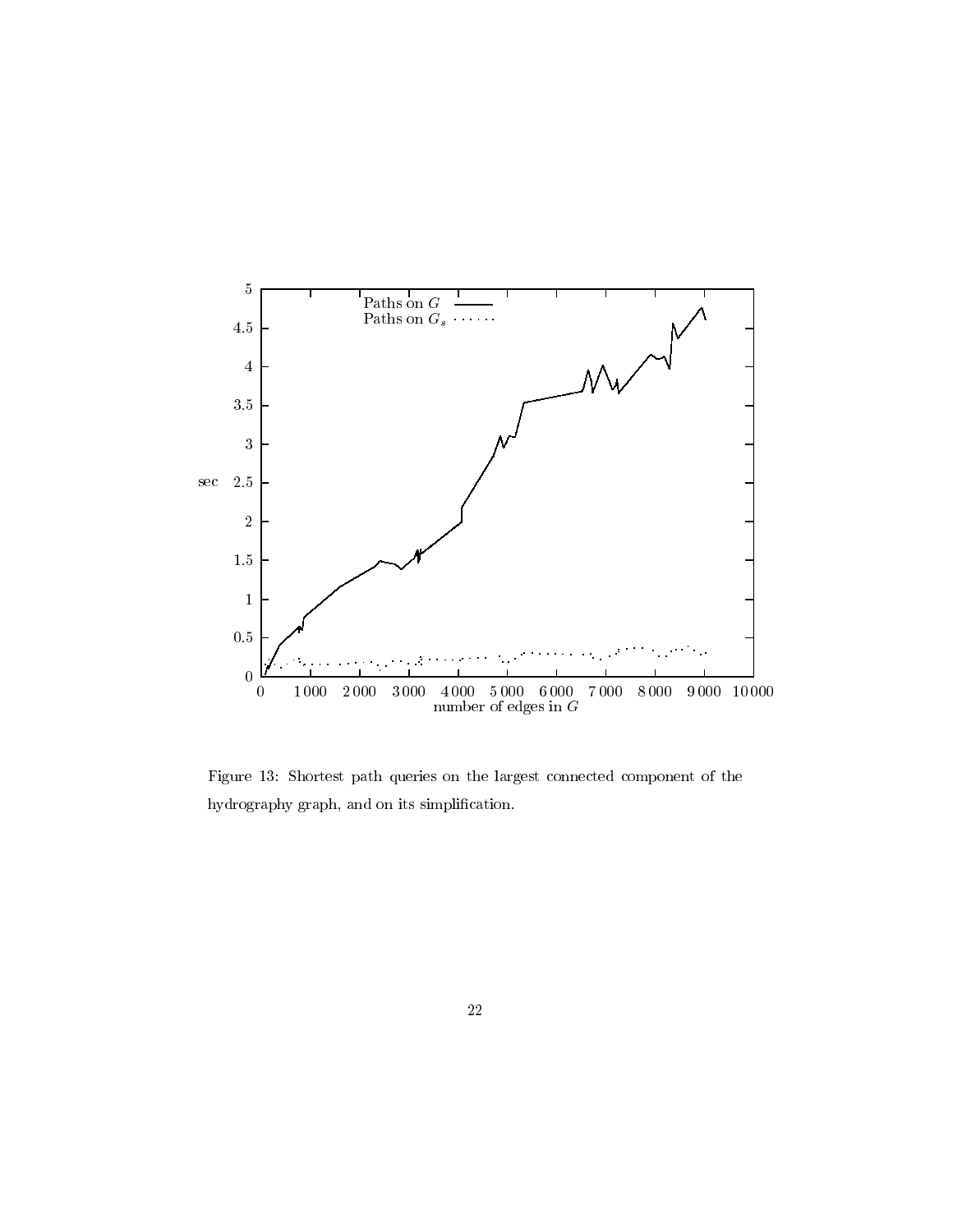Figure 13: Shortest path queries on the largest connected component of the hydrography graph, and on its simplification.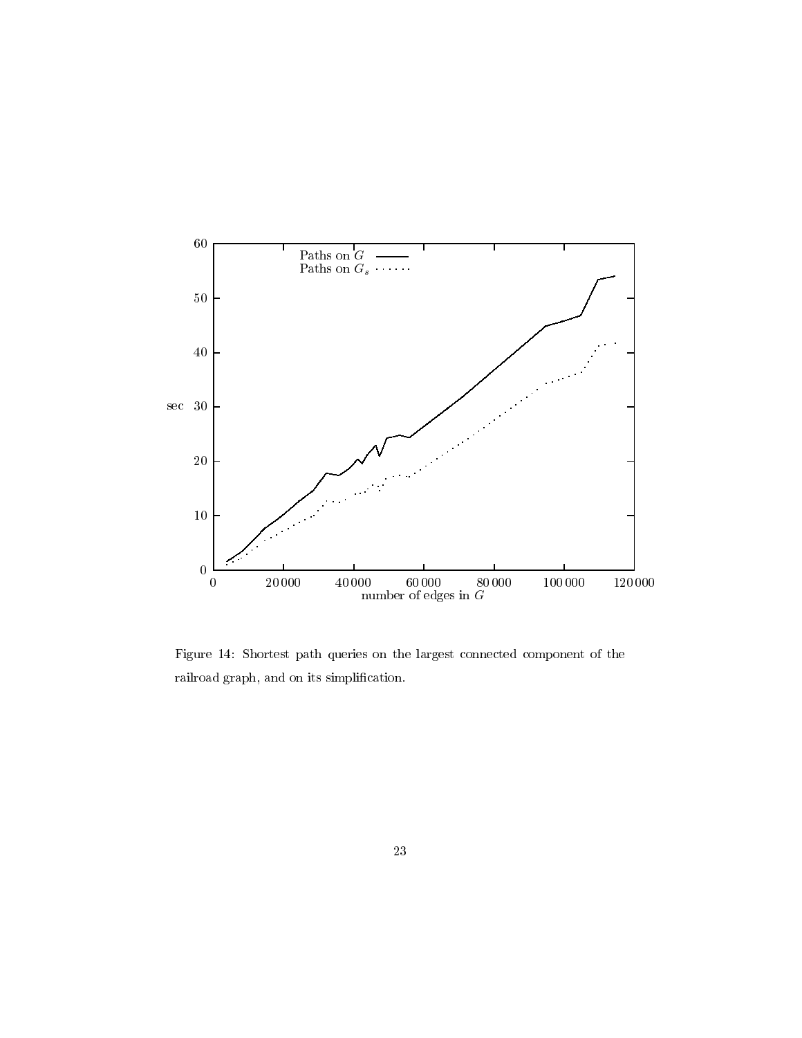60

50

40

sec 30

20

10

0

0 20 000 40 000 60 000 80 000 100 000 120 000

number of edges in $G$

Paths on $G$

Paths on $G_s$

Figure 14: Shortest path queries on the largest connected component of the railroad graph, and on its simplification.